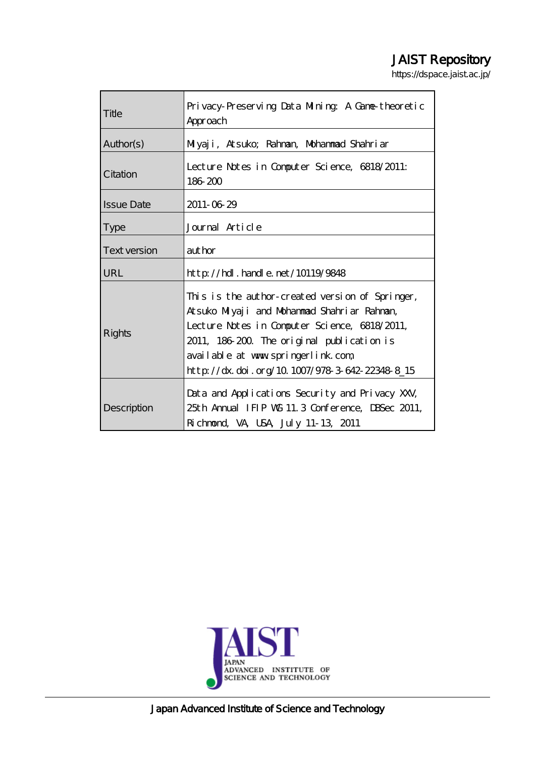# JAIST Repository

https://dspace.jaist.ac.jp/

| | |
|---|---|
| Title | Privacy-Preserving Data Mining: A Game-theoretic Approach |
| Author(s) | Miyaji, Atsuko; Rahman, Mohammad Shahriar |
| Citation | Lecture Notes in Computer Science, 6818/2011: 186-200 |
| Issue Date | 2011-06-29 |
| Type | Journal Article |
| Text version | author |
| URL | http://hdl.handle.net/10119/9848 |
| Rights | This is the author-created version of Springer, Atsuko Miyaji and Mohammad Shahriar Rahman, Lecture Notes in Computer Science, 6818/2011, 2011, 186-200. The original publication is available at www.springerlink.com, http://dx.doi.org/10.1007/978-3-642-22348-8_15 |
| Description | Data and Applications Security and Privacy XXV, 25th Annual IFIP WG 11.3 Conference, DBSec 2011, Richmond, VA, USA, July 11-13, 2011 |

Japan Advanced Institute of Science and Technology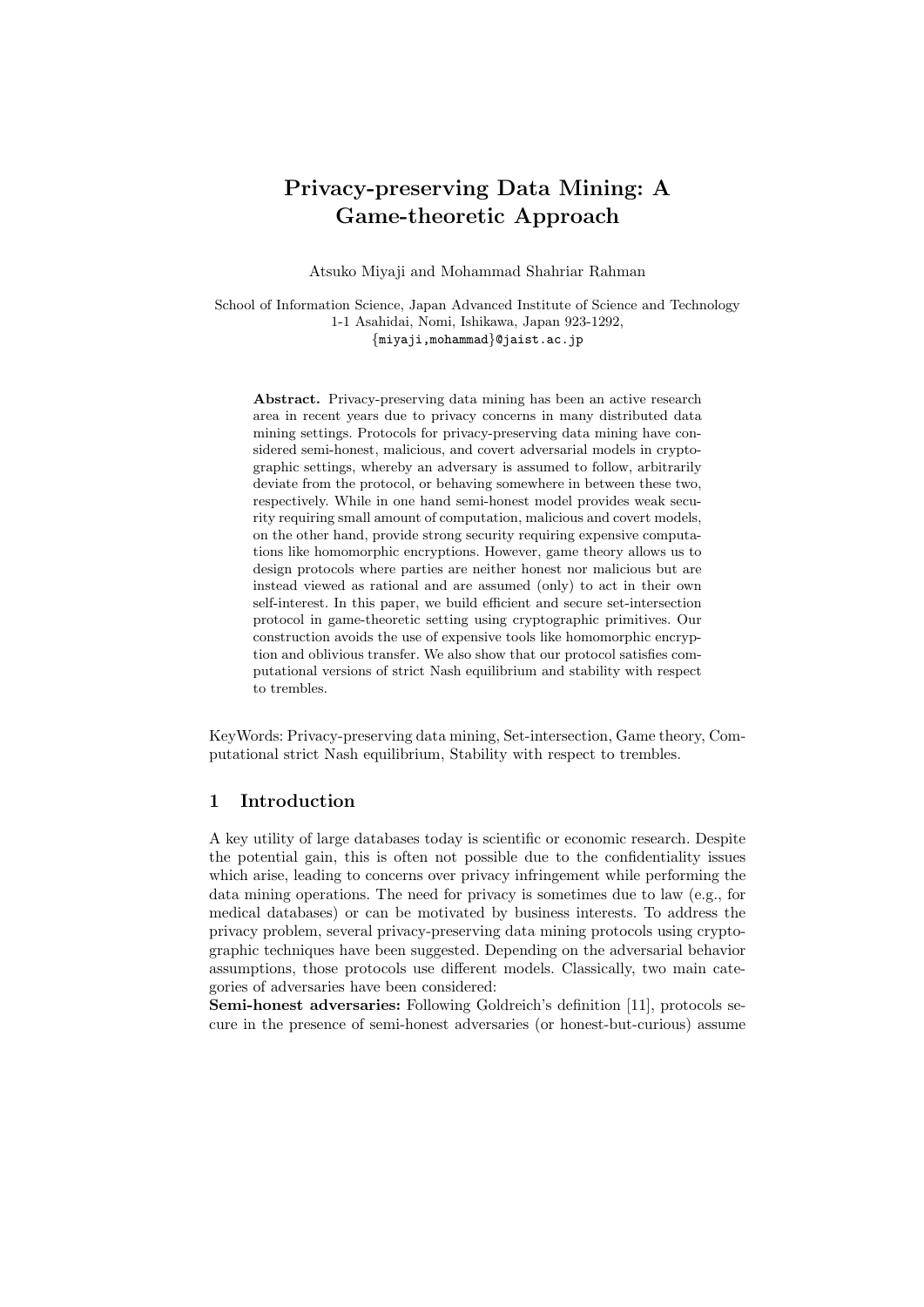# Privacy-preserving Data Mining: A Game-theoretic Approach

Atsuko Miyaji and Mohammad Shahriar Rahman

School of Information Science, Japan Advanced Institute of Science and Technology
1-1 Asahidai, Nomi, Ishikawa, Japan 923-1292,
{miyaji,mohammad}@jaist.ac.jp

**Abstract.** Privacy-preserving data mining has been an active research area in recent years due to privacy concerns in many distributed data mining settings. Protocols for privacy-preserving data mining have considered semi-honest, malicious, and covert adversarial models in cryptographic settings, whereby an adversary is assumed to follow, arbitrarily deviate from the protocol, or behaving somewhere in between these two, respectively. While in one hand semi-honest model provides weak security requiring small amount of computation, malicious and covert models, on the other hand, provide strong security requiring expensive computations like homomorphic encryptions. However, game theory allows us to design protocols where parties are neither honest nor malicious but are instead viewed as rational and are assumed (only) to act in their own self-interest. In this paper, we build efficient and secure set-intersection protocol in game-theoretic setting using cryptographic primitives. Our construction avoids the use of expensive tools like homomorphic encryption and oblivious transfer. We also show that our protocol satisfies computational versions of strict Nash equilibrium and stability with respect to trembles.

KeyWords: Privacy-preserving data mining, Set-intersection, Game theory, Computational strict Nash equilibrium, Stability with respect to trembles.

## 1 Introduction

A key utility of large databases today is scientific or economic research. Despite the potential gain, this is often not possible due to the confidentiality issues which arise, leading to concerns over privacy infringement while performing the data mining operations. The need for privacy is sometimes due to law (e.g., for medical databases) or can be motivated by business interests. To address the privacy problem, several privacy-preserving data mining protocols using cryptographic techniques have been suggested. Depending on the adversarial behavior assumptions, those protocols use different models. Classically, two main categories of adversaries have been considered:

**Semi-honest adversaries:** Following Goldreich's definition [11], protocols secure in the presence of semi-honest adversaries (or honest-but-curious) assume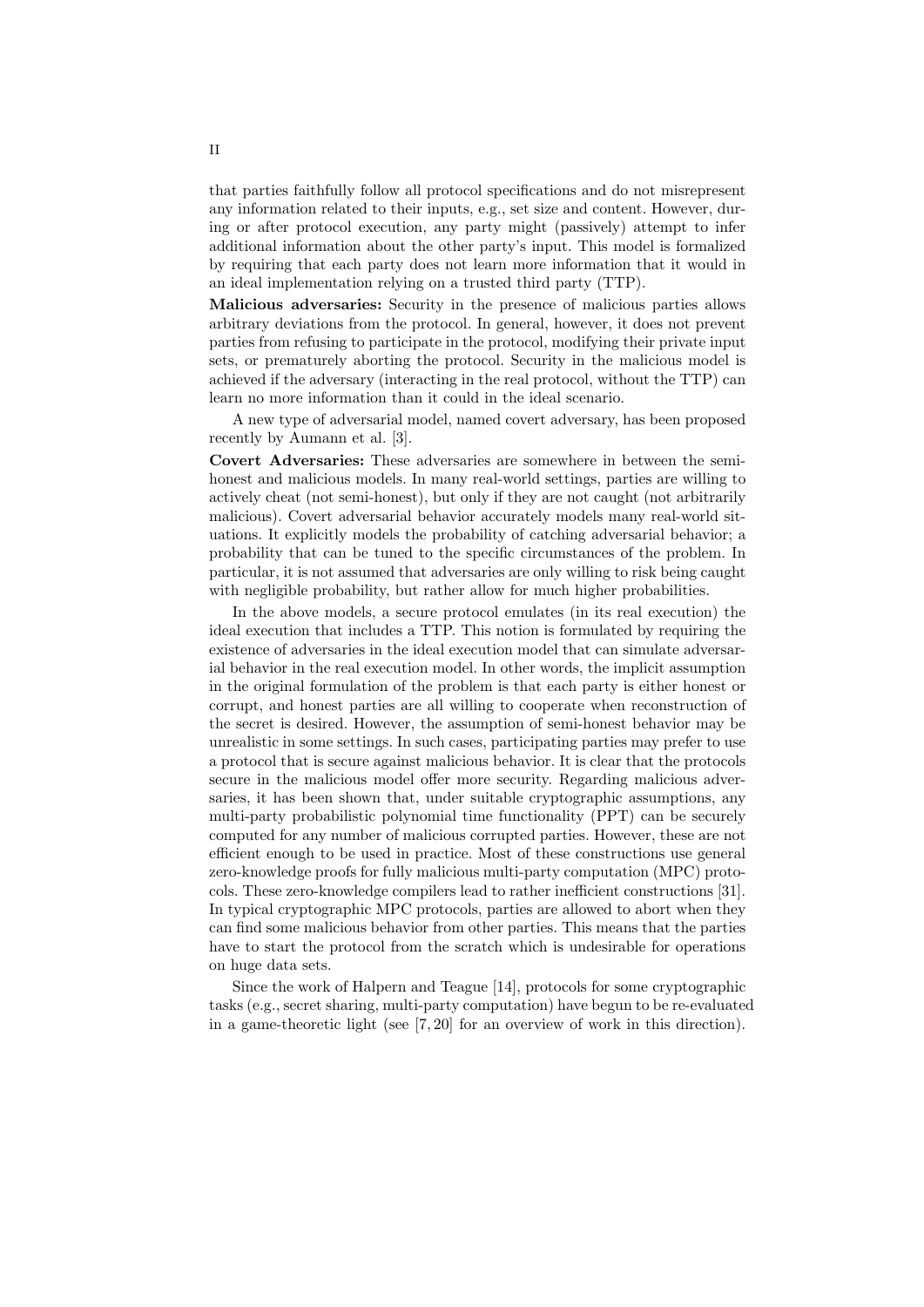that parties faithfully follow all protocol specifications and do not misrepresent any information related to their inputs, e.g., set size and content. However, during or after protocol execution, any party might (passively) attempt to infer additional information about the other party's input. This model is formalized by requiring that each party does not learn more information that it would in an ideal implementation relying on a trusted third party (TTP).

**Malicious adversaries:** Security in the presence of malicious parties allows arbitrary deviations from the protocol. In general, however, it does not prevent parties from refusing to participate in the protocol, modifying their private input sets, or prematurely aborting the protocol. Security in the malicious model is achieved if the adversary (interacting in the real protocol, without the TTP) can learn no more information than it could in the ideal scenario.

A new type of adversarial model, named covert adversary, has been proposed recently by Aumann et al. [3].

**Covert Adversaries:** These adversaries are somewhere in between the semi-honest and malicious models. In many real-world settings, parties are willing to actively cheat (not semi-honest), but only if they are not caught (not arbitrarily malicious). Covert adversarial behavior accurately models many real-world situations. It explicitly models the probability of catching adversarial behavior; a probability that can be tuned to the specific circumstances of the problem. In particular, it is not assumed that adversaries are only willing to risk being caught with negligible probability, but rather allow for much higher probabilities.

In the above models, a secure protocol emulates (in its real execution) the ideal execution that includes a TTP. This notion is formulated by requiring the existence of adversaries in the ideal execution model that can simulate adversarial behavior in the real execution model. In other words, the implicit assumption in the original formulation of the problem is that each party is either honest or corrupt, and honest parties are all willing to cooperate when reconstruction of the secret is desired. However, the assumption of semi-honest behavior may be unrealistic in some settings. In such cases, participating parties may prefer to use a protocol that is secure against malicious behavior. It is clear that the protocols secure in the malicious model offer more security. Regarding malicious adversaries, it has been shown that, under suitable cryptographic assumptions, any multi-party probabilistic polynomial time functionality (PPT) can be securely computed for any number of malicious corrupted parties. However, these are not efficient enough to be used in practice. Most of these constructions use general zero-knowledge proofs for fully malicious multi-party computation (MPC) protocols. These zero-knowledge compilers lead to rather inefficient constructions [31]. In typical cryptographic MPC protocols, parties are allowed to abort when they can find some malicious behavior from other parties. This means that the parties have to start the protocol from the scratch which is undesirable for operations on huge data sets.

Since the work of Halpern and Teague [14], protocols for some cryptographic tasks (e.g., secret sharing, multi-party computation) have begun to be re-evaluated in a game-theoretic light (see [7, 20] for an overview of work in this direction).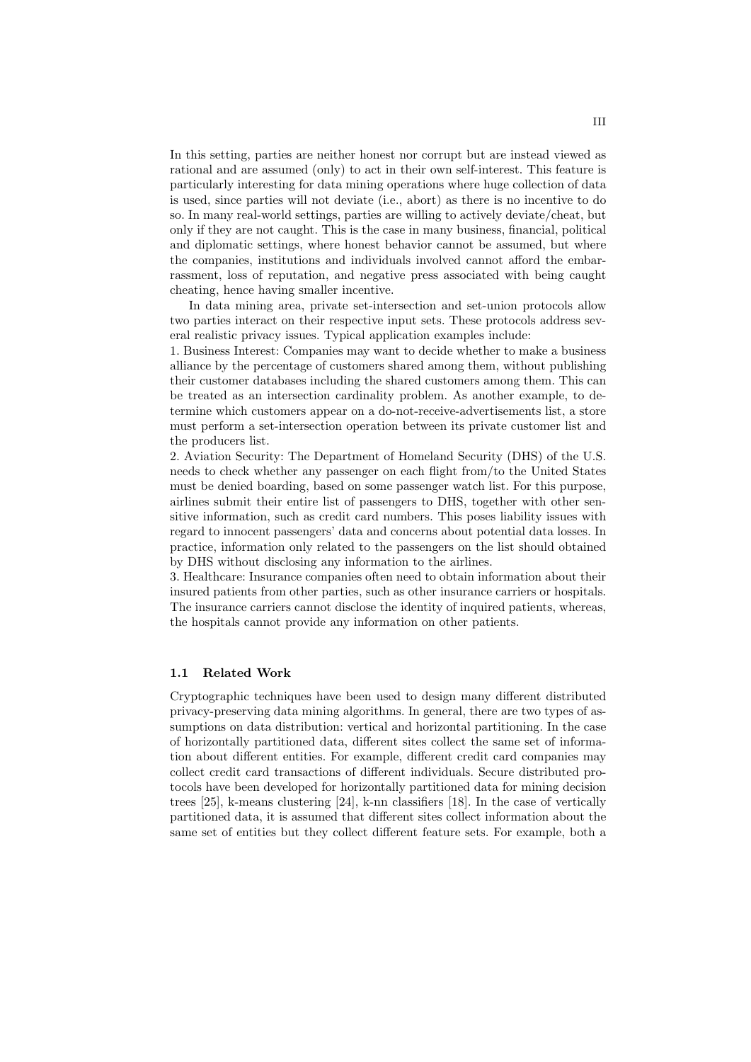In this setting, parties are neither honest nor corrupt but are instead viewed as rational and are assumed (only) to act in their own self-interest. This feature is particularly interesting for data mining operations where huge collection of data is used, since parties will not deviate (i.e., abort) as there is no incentive to do so. In many real-world settings, parties are willing to actively deviate/cheat, but only if they are not caught. This is the case in many business, financial, political and diplomatic settings, where honest behavior cannot be assumed, but where the companies, institutions and individuals involved cannot afford the embarrassment, loss of reputation, and negative press associated with being caught cheating, hence having smaller incentive.

In data mining area, private set-intersection and set-union protocols allow two parties interact on their respective input sets. These protocols address several realistic privacy issues. Typical application examples include:

1. Business Interest: Companies may want to decide whether to make a business alliance by the percentage of customers shared among them, without publishing their customer databases including the shared customers among them. This can be treated as an intersection cardinality problem. As another example, to determine which customers appear on a do-not-receive-advertisements list, a store must perform a set-intersection operation between its private customer list and the producers list.
2. Aviation Security: The Department of Homeland Security (DHS) of the U.S. needs to check whether any passenger on each flight from/to the United States must be denied boarding, based on some passenger watch list. For this purpose, airlines submit their entire list of passengers to DHS, together with other sensitive information, such as credit card numbers. This poses liability issues with regard to innocent passengers' data and concerns about potential data losses. In practice, information only related to the passengers on the list should obtained by DHS without disclosing any information to the airlines.
3. Healthcare: Insurance companies often need to obtain information about their insured patients from other parties, such as other insurance carriers or hospitals. The insurance carriers cannot disclose the identity of inquired patients, whereas, the hospitals cannot provide any information on other patients.

### 1.1 Related Work

Cryptographic techniques have been used to design many different distributed privacy-preserving data mining algorithms. In general, there are two types of assumptions on data distribution: vertical and horizontal partitioning. In the case of horizontally partitioned data, different sites collect the same set of information about different entities. For example, different credit card companies may collect credit card transactions of different individuals. Secure distributed protocols have been developed for horizontally partitioned data for mining decision trees [25], k-means clustering [24], k-nn classifiers [18]. In the case of vertically partitioned data, it is assumed that different sites collect information about the same set of entities but they collect different feature sets. For example, both a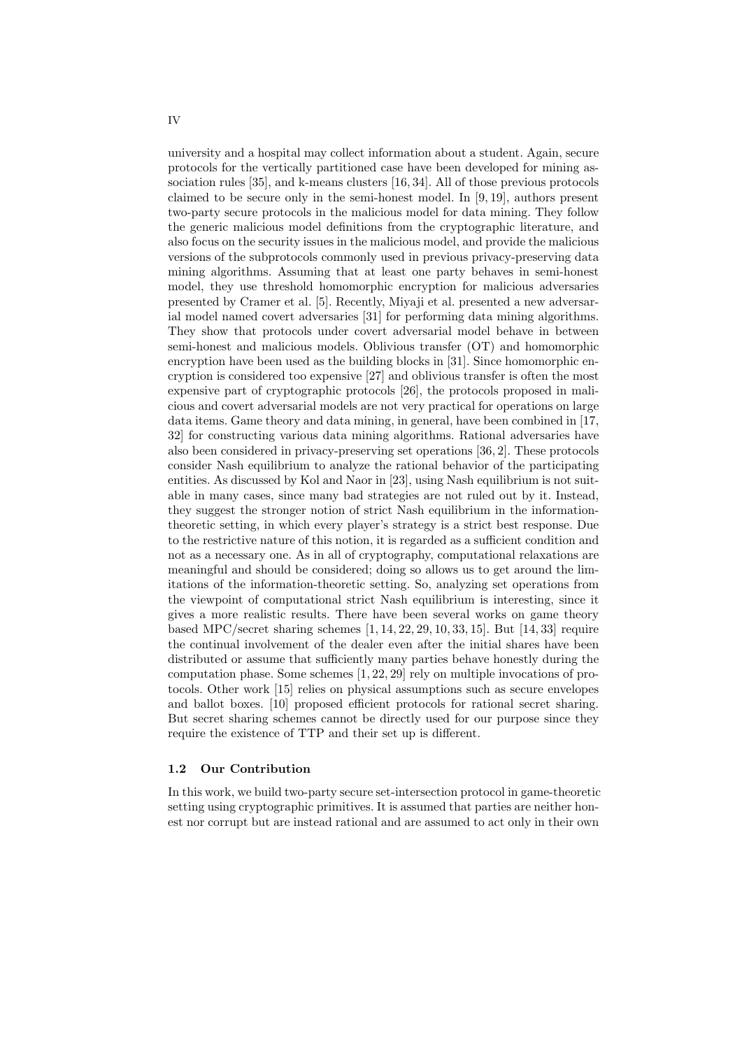university and a hospital may collect information about a student. Again, secure protocols for the vertically partitioned case have been developed for mining association rules [35], and k-means clusters [16, 34]. All of those previous protocols claimed to be secure only in the semi-honest model. In [9, 19], authors present two-party secure protocols in the malicious model for data mining. They follow the generic malicious model definitions from the cryptographic literature, and also focus on the security issues in the malicious model, and provide the malicious versions of the subprotocols commonly used in previous privacy-preserving data mining algorithms. Assuming that at least one party behaves in semi-honest model, they use threshold homomorphic encryption for malicious adversaries presented by Cramer et al. [5]. Recently, Miyaji et al. presented a new adversarial model named covert adversaries [31] for performing data mining algorithms. They show that protocols under covert adversarial model behave in between semi-honest and malicious models. Oblivious transfer (OT) and homomorphic encryption have been used as the building blocks in [31]. Since homomorphic encryption is considered too expensive [27] and oblivious transfer is often the most expensive part of cryptographic protocols [26], the protocols proposed in malicious and covert adversarial models are not very practical for operations on large data items. Game theory and data mining, in general, have been combined in [17, 32] for constructing various data mining algorithms. Rational adversaries have also been considered in privacy-preserving set operations [36, 2]. These protocols consider Nash equilibrium to analyze the rational behavior of the participating entities. As discussed by Kol and Naor in [23], using Nash equilibrium is not suitable in many cases, since many bad strategies are not ruled out by it. Instead, they suggest the stronger notion of strict Nash equilibrium in the information-theoretic setting, in which every player's strategy is a strict best response. Due to the restrictive nature of this notion, it is regarded as a sufficient condition and not as a necessary one. As in all of cryptography, computational relaxations are meaningful and should be considered; doing so allows us to get around the limitations of the information-theoretic setting. So, analyzing set operations from the viewpoint of computational strict Nash equilibrium is interesting, since it gives a more realistic results. There have been several works on game theory based MPC/secret sharing schemes [1, 14, 22, 29, 10, 33, 15]. But [14, 33] require the continual involvement of the dealer even after the initial shares have been distributed or assume that sufficiently many parties behave honestly during the computation phase. Some schemes [1, 22, 29] rely on multiple invocations of protocols. Other work [15] relies on physical assumptions such as secure envelopes and ballot boxes. [10] proposed efficient protocols for rational secret sharing. But secret sharing schemes cannot be directly used for our purpose since they require the existence of TTP and their set up is different.

### 1.2 Our Contribution

In this work, we build two-party secure set-intersection protocol in game-theoretic setting using cryptographic primitives. It is assumed that parties are neither honest nor corrupt but are instead rational and are assumed to act only in their own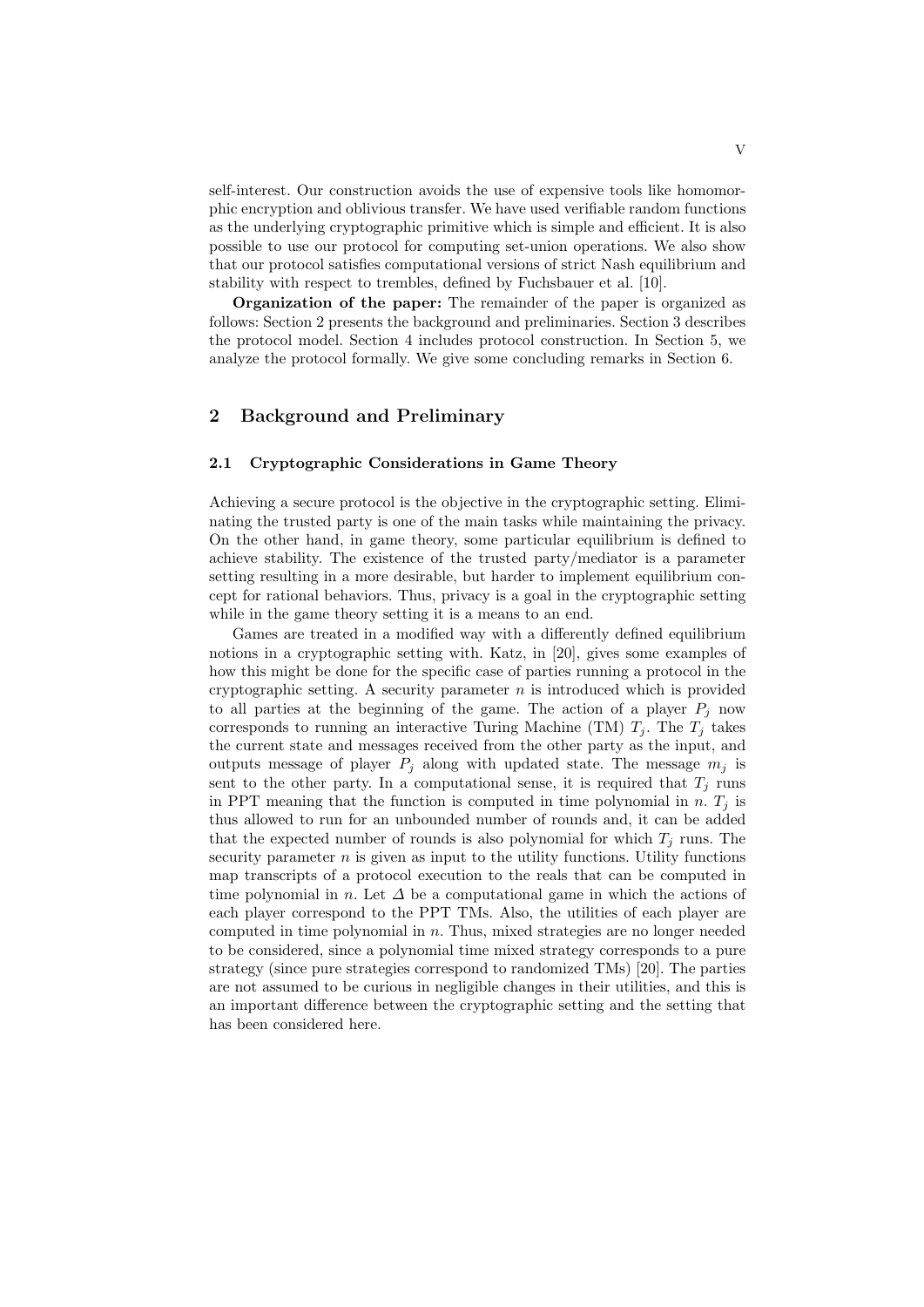self-interest. Our construction avoids the use of expensive tools like homomorphic encryption and oblivious transfer. We have used verifiable random functions as the underlying cryptographic primitive which is simple and efficient. It is also possible to use our protocol for computing set-union operations. We also show that our protocol satisfies computational versions of strict Nash equilibrium and stability with respect to trembles, defined by Fuchsbauer et al. [10].

**Organization of the paper:** The remainder of the paper is organized as follows: Section 2 presents the background and preliminaries. Section 3 describes the protocol model. Section 4 includes protocol construction. In Section 5, we analyze the protocol formally. We give some concluding remarks in Section 6.

## 2 Background and Preliminary

### 2.1 Cryptographic Considerations in Game Theory

Achieving a secure protocol is the objective in the cryptographic setting. Eliminating the trusted party is one of the main tasks while maintaining the privacy. On the other hand, in game theory, some particular equilibrium is defined to achieve stability. The existence of the trusted party/mediator is a parameter setting resulting in a more desirable, but harder to implement equilibrium concept for rational behaviors. Thus, privacy is a goal in the cryptographic setting while in the game theory setting it is a means to an end.

Games are treated in a modified way with a differently defined equilibrium notions in a cryptographic setting with. Katz, in [20], gives some examples of how this might be done for the specific case of parties running a protocol in the cryptographic setting. A security parameter $n$ is introduced which is provided to all parties at the beginning of the game. The action of a player $P_j$ now corresponds to running an interactive Turing Machine (TM) $T_j$. The $T_j$ takes the current state and messages received from the other party as the input, and outputs message of player $P_j$ along with updated state. The message $m_j$ is sent to the other party. In a computational sense, it is required that $T_j$ runs in PPT meaning that the function is computed in time polynomial in $n$. $T_j$ is thus allowed to run for an unbounded number of rounds and, it can be added that the expected number of rounds is also polynomial for which $T_j$ runs. The security parameter $n$ is given as input to the utility functions. Utility functions map transcripts of a protocol execution to the reals that can be computed in time polynomial in $n$. Let $\Delta$ be a computational game in which the actions of each player correspond to the PPT TMs. Also, the utilities of each player are computed in time polynomial in $n$. Thus, mixed strategies are no longer needed to be considered, since a polynomial time mixed strategy corresponds to a pure strategy (since pure strategies correspond to randomized TMs) [20]. The parties are not assumed to be curious in negligible changes in their utilities, and this is an important difference between the cryptographic setting and the setting that has been considered here.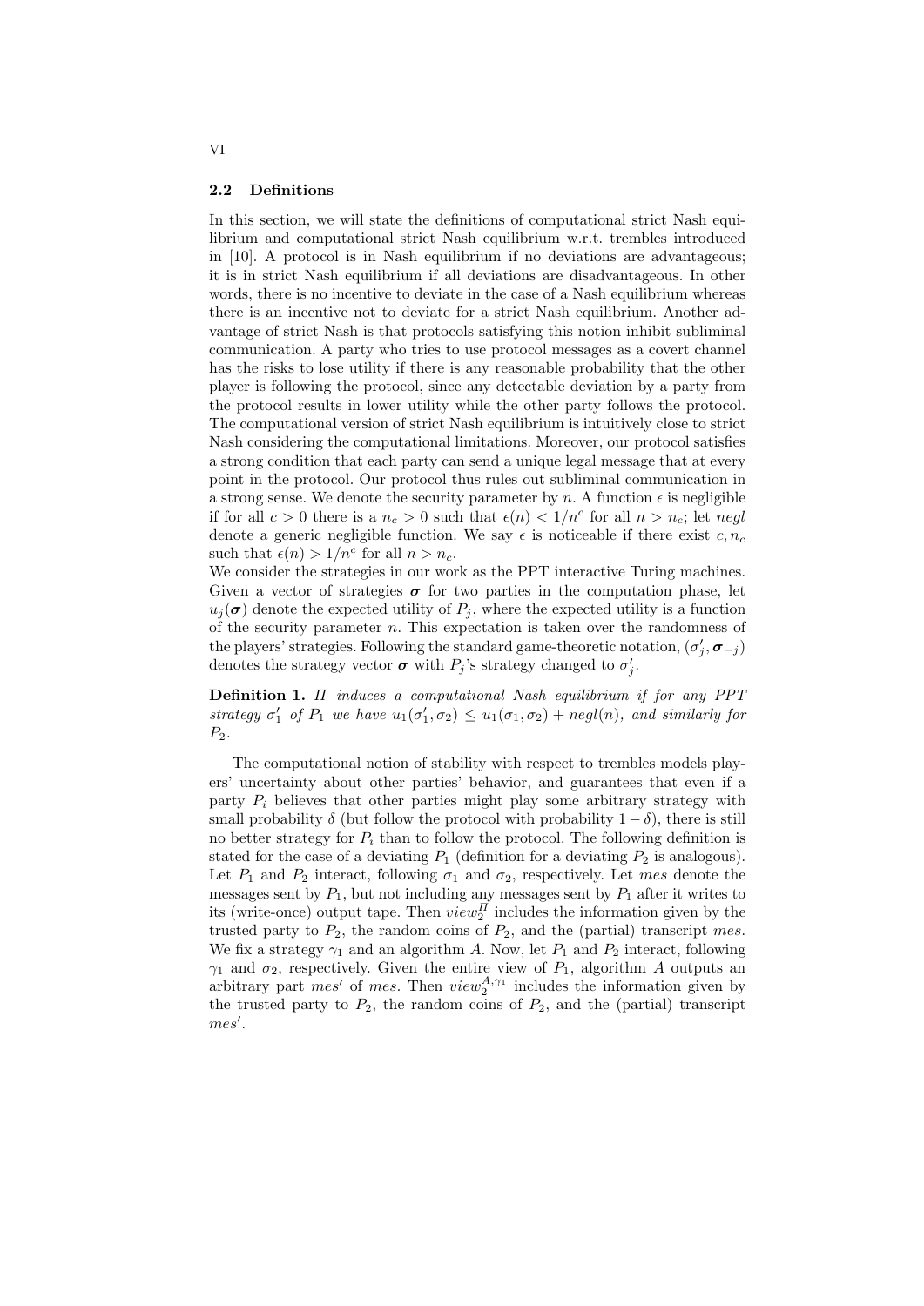### 2.2 Definitions

In this section, we will state the definitions of computational strict Nash equilibrium and computational strict Nash equilibrium w.r.t. trembles introduced in [10]. A protocol is in Nash equilibrium if no deviations are advantageous; it is in strict Nash equilibrium if all deviations are disadvantageous. In other words, there is no incentive to deviate in the case of a Nash equilibrium whereas there is an incentive not to deviate for a strict Nash equilibrium. Another advantage of strict Nash is that protocols satisfying this notion inhibit subliminal communication. A party who tries to use protocol messages as a covert channel has the risks to lose utility if there is any reasonable probability that the other player is following the protocol, since any detectable deviation by a party from the protocol results in lower utility while the other party follows the protocol. The computational version of strict Nash equilibrium is intuitively close to strict Nash considering the computational limitations. Moreover, our protocol satisfies a strong condition that each party can send a unique legal message that at every point in the protocol. Our protocol thus rules out subliminal communication in a strong sense. We denote the security parameter by $n$. A function $\epsilon$ is negligible if for all $c > 0$ there is a $n_c > 0$ such that $\epsilon(n) < 1/n^c$ for all $n > n_c$; let $negl$ denote a generic negligible function. We say $\epsilon$ is noticeable if there exist $c, n_c$ such that $\epsilon(n) > 1/n^c$ for all $n > n_c$.

We consider the strategies in our work as the PPT interactive Turing machines. Given a vector of strategies $\boldsymbol{\sigma}$ for two parties in the computation phase, let $u_j(\boldsymbol{\sigma})$ denote the expected utility of $P_j$, where the expected utility is a function of the security parameter $n$. This expectation is taken over the randomness of the players' strategies. Following the standard game-theoretic notation, $(\sigma'_j, \boldsymbol{\sigma}_{-j})$ denotes the strategy vector $\boldsymbol{\sigma}$ with $P_j$'s strategy changed to $\sigma'_j$.

**Definition 1.** *$\Pi$ induces a computational Nash equilibrium if for any PPT strategy $\sigma'_1$ of $P_1$ we have $u_1(\sigma'_1, \sigma_2) \leq u_1(\sigma_1, \sigma_2) + negl(n)$, and similarly for $P_2$.*

The computational notion of stability with respect to trembles models players' uncertainty about other parties' behavior, and guarantees that even if a party $P_i$ believes that other parties might play some arbitrary strategy with small probability $\delta$ (but follow the protocol with probability $1 - \delta$), there is still no better strategy for $P_i$ than to follow the protocol. The following definition is stated for the case of a deviating $P_1$ (definition for a deviating $P_2$ is analogous). Let $P_1$ and $P_2$ interact, following $\sigma_1$ and $\sigma_2$, respectively. Let $mes$ denote the messages sent by $P_1$, but not including any messages sent by $P_1$ after it writes to its (write-once) output tape. Then $view_2^{\Pi}$ includes the information given by the trusted party to $P_2$, the random coins of $P_2$, and the (partial) transcript $mes$. We fix a strategy $\gamma_1$ and an algorithm $A$. Now, let $P_1$ and $P_2$ interact, following $\gamma_1$ and $\sigma_2$, respectively. Given the entire view of $P_1$, algorithm $A$ outputs an arbitrary part $mes'$ of $mes$. Then $view_2^{A,\gamma_1}$ includes the information given by the trusted party to $P_2$, the random coins of $P_2$, and the (partial) transcript $mes'$.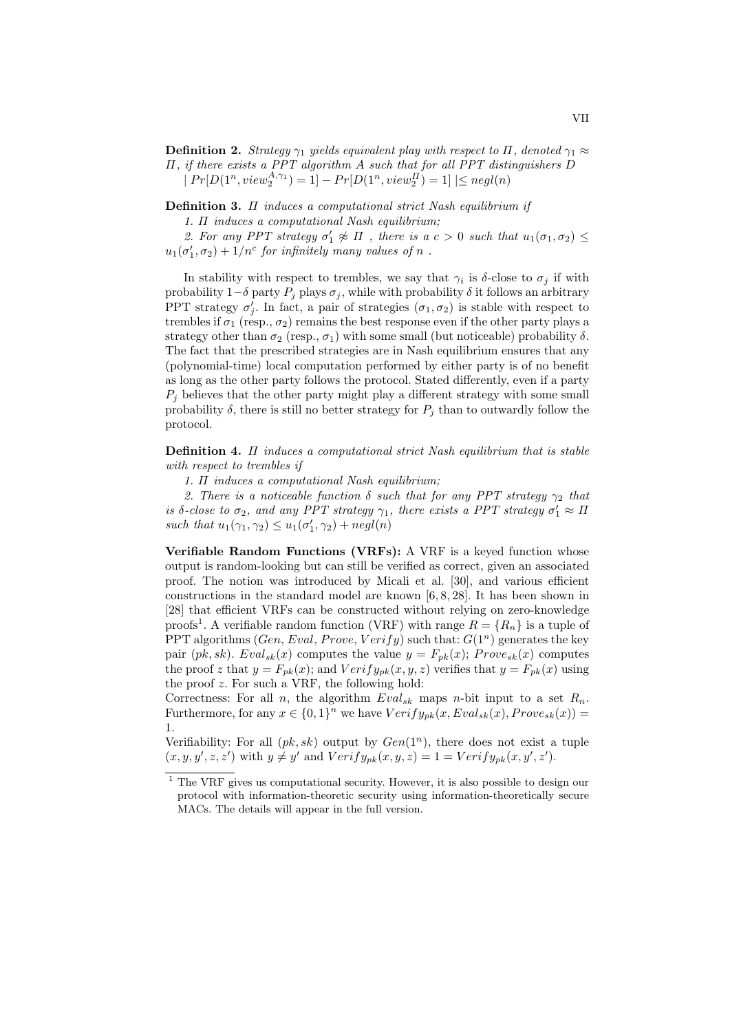**Definition 2.** *Strategy $\gamma_1$ yields equivalent play with respect to $\Pi$, denoted $\gamma_1 \approx \Pi$, if there exists a PPT algorithm $A$ such that for all PPT distinguishers $D$*
$| Pr[D(1^n, view_2^{A,\gamma_1}) = 1] - Pr[D(1^n, view_2^{\Pi}) = 1] | \leq negl(n)$

**Definition 3.** *$\Pi$ induces a computational strict Nash equilibrium if*

*1. $\Pi$ induces a computational Nash equilibrium;*

*2. For any PPT strategy $\sigma_1' \not\approx \Pi$ , there is a $c > 0$ such that $u_1(\sigma_1, \sigma_2) \leq u_1(\sigma_1', \sigma_2) + 1/n^c$ for infinitely many values of $n$ .*

In stability with respect to trembles, we say that $\gamma_i$ is $\delta$-close to $\sigma_j$ if with probability $1-\delta$ party $P_j$ plays $\sigma_j$, while with probability $\delta$ it follows an arbitrary PPT strategy $\sigma_j'$. In fact, a pair of strategies $(\sigma_1, \sigma_2)$ is stable with respect to trembles if $\sigma_1$ (resp., $\sigma_2$) remains the best response even if the other party plays a strategy other than $\sigma_2$ (resp., $\sigma_1$) with some small (but noticeable) probability $\delta$. The fact that the prescribed strategies are in Nash equilibrium ensures that any (polynomial-time) local computation performed by either party is of no benefit as long as the other party follows the protocol. Stated differently, even if a party $P_j$ believes that the other party might play a different strategy with some small probability $\delta$, there is still no better strategy for $P_j$ than to outwardly follow the protocol.

**Definition 4.** *$\Pi$ induces a computational strict Nash equilibrium that is stable with respect to trembles if*

*1. $\Pi$ induces a computational Nash equilibrium;*

*2. There is a noticeable function $\delta$ such that for any PPT strategy $\gamma_2$ that is $\delta$-close to $\sigma_2$, and any PPT strategy $\gamma_1$, there exists a PPT strategy $\sigma_1' \approx \Pi$ such that $u_1(\gamma_1, \gamma_2) \leq u_1(\sigma_1', \gamma_2) + negl(n)$*

**Verifiable Random Functions (VRFs):** A VRF is a keyed function whose output is random-looking but can still be verified as correct, given an associated proof. The notion was introduced by Micali et al. [30], and various efficient constructions in the standard model are known [6, 8, 28]. It has been shown in [28] that efficient VRFs can be constructed without relying on zero-knowledge proofs[1]. A verifiable random function (VRF) with range $R = \{R_n\}$ is a tuple of PPT algorithms $(Gen, Eval, Prove, Verify)$ such that: $G(1^n)$ generates the key pair $(pk, sk)$. $Eval_{sk}(x)$ computes the value $y = F_{pk}(x)$; $Prove_{sk}(x)$ computes the proof $z$ that $y = F_{pk}(x)$; and $Verify_{pk}(x, y, z)$ verifies that $y = F_{pk}(x)$ using the proof $z$. For such a VRF, the following hold:

Correctness: For all $n$, the algorithm $Eval_{sk}$ maps $n$-bit input to a set $R_n$. Furthermore, for any $x \in \{0, 1\}^n$ we have $Verify_{pk}(x, Eval_{sk}(x), Prove_{sk}(x)) = 1$.

Verifiability: For all $(pk, sk)$ output by $Gen(1^n)$, there does not exist a tuple $(x, y, y', z, z')$ with $y \neq y'$ and $Verify_{pk}(x, y, z) = 1 = Verify_{pk}(x, y', z')$.

[1] The VRF gives us computational security. However, it is also possible to design our protocol with information-theoretic security using information-theoretically secure MACs. The details will appear in the full version.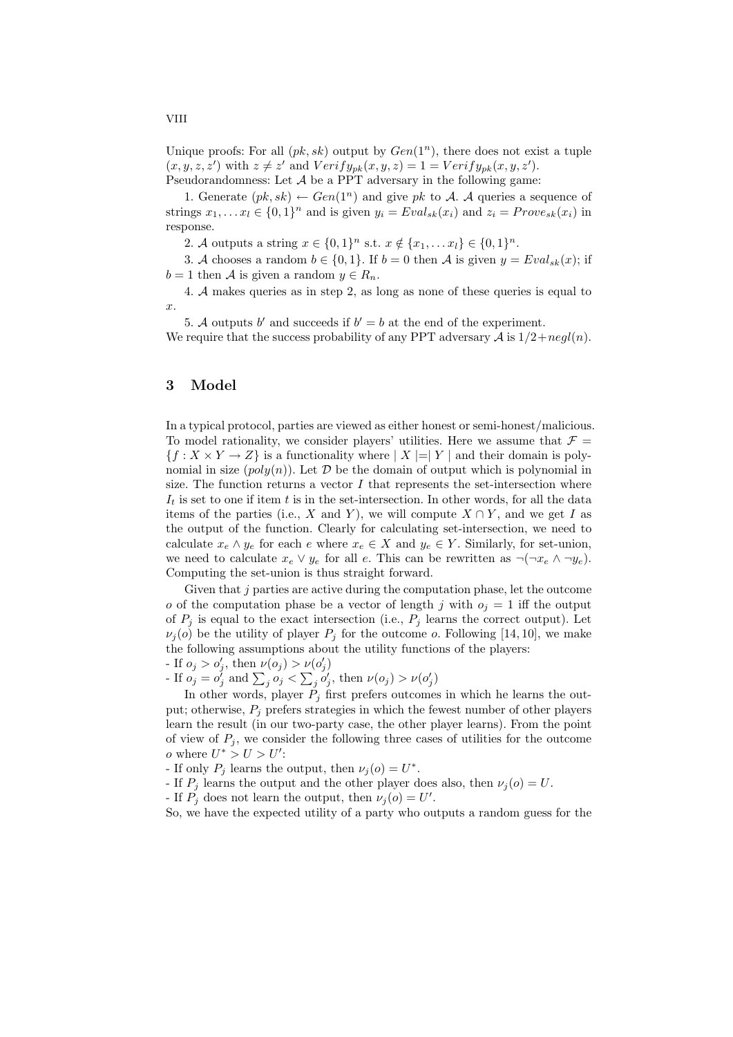Unique proofs: For all $(pk, sk)$ output by $Gen(1^n)$, there does not exist a tuple $(x, y, z, z')$ with $z \neq z'$ and $Verify_{pk}(x, y, z) = 1 = Verify_{pk}(x, y, z')$.
Pseudorandomness: Let $\mathcal{A}$ be a PPT adversary in the following game:

1. Generate $(pk, sk) \leftarrow Gen(1^n)$ and give $pk$ to $\mathcal{A}$. $\mathcal{A}$ queries a sequence of strings $x_1, \ldots x_l \in \{0,1\}^n$ and is given $y_i = Eval_{sk}(x_i)$ and $z_i = Prove_{sk}(x_i)$ in response.

2. $\mathcal{A}$ outputs a string $x \in \{0,1\}^n$ s.t. $x \notin \{x_1, \ldots x_l\} \in \{0,1\}^n$.

3. $\mathcal{A}$ chooses a random $b \in \{0,1\}$. If $b = 0$ then $\mathcal{A}$ is given $y = Eval_{sk}(x)$; if $b = 1$ then $\mathcal{A}$ is given a random $y \in R_n$.

4. $\mathcal{A}$ makes queries as in step 2, as long as none of these queries is equal to $x$.

5. $\mathcal{A}$ outputs $b'$ and succeeds if $b' = b$ at the end of the experiment.

We require that the success probability of any PPT adversary $\mathcal{A}$ is $1/2 + negl(n)$.

## 3 Model

In a typical protocol, parties are viewed as either honest or semi-honest/malicious. To model rationality, we consider players' utilities. Here we assume that $\mathcal{F} = \{f : X \times Y \to Z\}$ is a functionality where $|X| = |Y|$ and their domain is polynomial in size $(poly(n))$. Let $\mathcal{D}$ be the domain of output which is polynomial in size. The function returns a vector $I$ that represents the set-intersection where $I_t$ is set to one if item $t$ is in the set-intersection. In other words, for all the data items of the parties (i.e., $X$ and $Y$), we will compute $X \cap Y$, and we get $I$ as the output of the function. Clearly for calculating set-intersection, we need to calculate $x_e \wedge y_e$ for each $e$ where $x_e \in X$ and $y_e \in Y$. Similarly, for set-union, we need to calculate $x_e \vee y_e$ for all $e$. This can be rewritten as $\neg(\neg x_e \wedge \neg y_e)$. Computing the set-union is thus straight forward.

Given that $j$ parties are active during the computation phase, let the outcome $o$ of the computation phase be a vector of length $j$ with $o_j = 1$ iff the output of $P_j$ is equal to the exact intersection (i.e., $P_j$ learns the correct output). Let $\nu_j(o)$ be the utility of player $P_j$ for the outcome $o$. Following [14, 10], we make the following assumptions about the utility functions of the players:
- If $o_j > o'_j$, then $\nu(o_j) > \nu(o'_j)$
- If $o_j = o'_j$ and $\sum_j o_j < \sum_j o'_j$, then $\nu(o_j) > \nu(o'_j)$

In other words, player $P_j$ first prefers outcomes in which he learns the output; otherwise, $P_j$ prefers strategies in which the fewest number of other players learn the result (in our two-party case, the other player learns). From the point of view of $P_j$, we consider the following three cases of utilities for the outcome $o$ where $U^* > U > U'$:
- If only $P_j$ learns the output, then $\nu_j(o) = U^*$.
- If $P_j$ learns the output and the other player does also, then $\nu_j(o) = U$.
- If $P_j$ does not learn the output, then $\nu_j(o) = U'$.

So, we have the expected utility of a party who outputs a random guess for the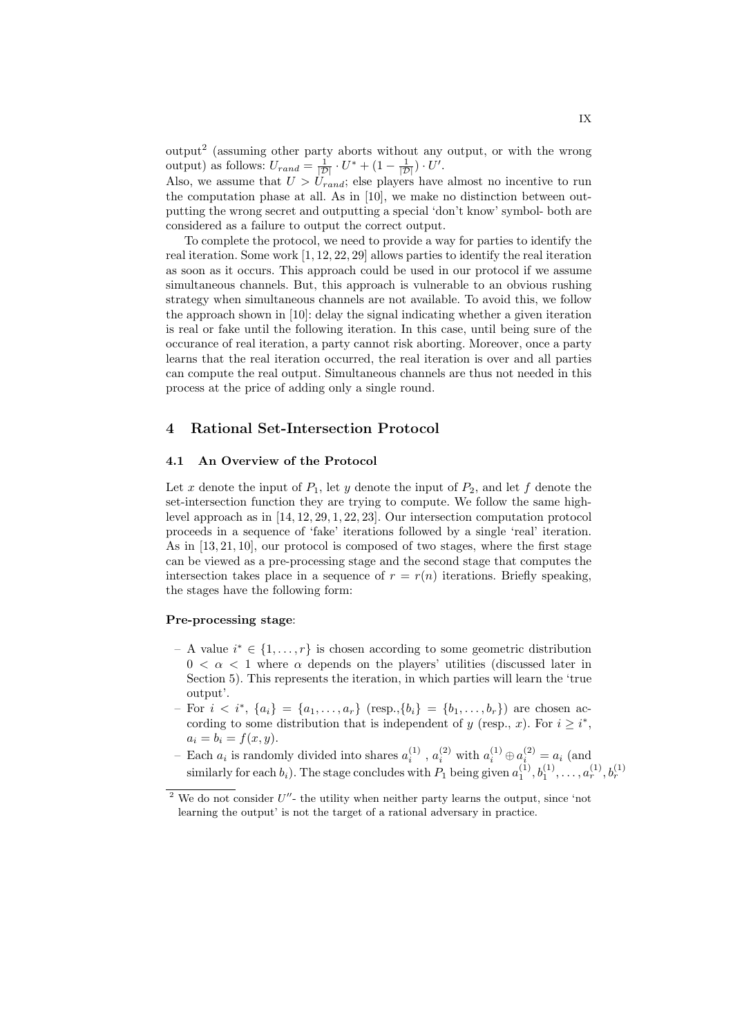output[2] (assuming other party aborts without any output, or with the wrong output) as follows: $U_{rand} = \frac{1}{|\mathcal{D}|} \cdot U^* + (1 - \frac{1}{|\mathcal{D}|}) \cdot U'$.
Also, we assume that $U > U_{rand}$; else players have almost no incentive to run the computation phase at all. As in [10], we make no distinction between outputting the wrong secret and outputting a special 'don't know' symbol- both are considered as a failure to output the correct output.

To complete the protocol, we need to provide a way for parties to identify the real iteration. Some work [1, 12, 22, 29] allows parties to identify the real iteration as soon as it occurs. This approach could be used in our protocol if we assume simultaneous channels. But, this approach is vulnerable to an obvious rushing strategy when simultaneous channels are not available. To avoid this, we follow the approach shown in [10]: delay the signal indicating whether a given iteration is real or fake until the following iteration. In this case, until being sure of the occurance of real iteration, a party cannot risk aborting. Moreover, once a party learns that the real iteration occurred, the real iteration is over and all parties can compute the real output. Simultaneous channels are thus not needed in this process at the price of adding only a single round.

## 4 Rational Set-Intersection Protocol

### 4.1 An Overview of the Protocol

Let $x$ denote the input of $P_1$, let $y$ denote the input of $P_2$, and let $f$ denote the set-intersection function they are trying to compute. We follow the same high-level approach as in [14, 12, 29, 1, 22, 23]. Our intersection computation protocol proceeds in a sequence of 'fake' iterations followed by a single 'real' iteration. As in [13, 21, 10], our protocol is composed of two stages, where the first stage can be viewed as a pre-processing stage and the second stage that computes the intersection takes place in a sequence of $r = r(n)$ iterations. Briefly speaking, the stages have the following form:

**Pre-processing stage**:

- A value $i^* \in \{1, \ldots, r\}$ is chosen according to some geometric distribution $0 < \alpha < 1$ where $\alpha$ depends on the players' utilities (discussed later in Section 5). This represents the iteration, in which parties will learn the 'true output'.
- For $i < i^*$, $\{a_i\} = \{a_1, \ldots, a_r\}$ (resp.,$\{b_i\} = \{b_1, \ldots, b_r\}$) are chosen according to some distribution that is independent of $y$ (resp., $x$). For $i \geq i^*$, $a_i = b_i = f(x, y)$.
- Each $a_i$ is randomly divided into shares $a_i^{(1)}$ , $a_i^{(2)}$ with $a_i^{(1)} \oplus a_i^{(2)} = a_i$ (and similarly for each $b_i$). The stage concludes with $P_1$ being given $a_1^{(1)}, b_1^{(1)}, \ldots, a_r^{(1)}, b_r^{(1)}$

[2] We do not consider $U''$- the utility when neither party learns the output, since 'not learning the output' is not the target of a rational adversary in practice.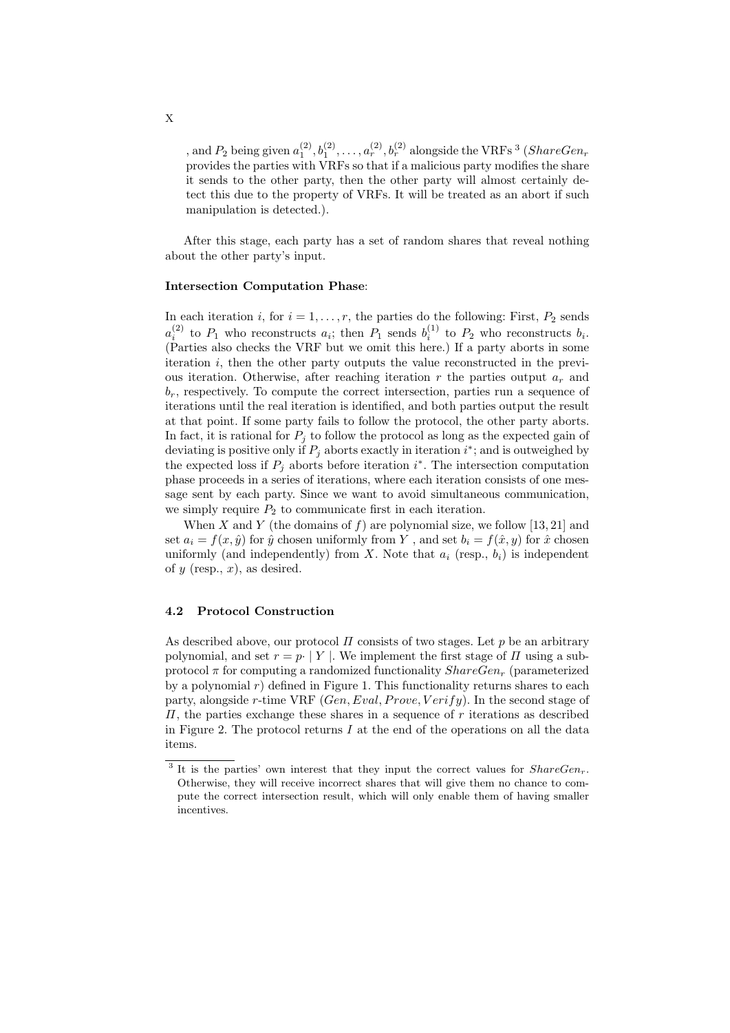, and $P_2$ being given $a_1^{(2)}, b_1^{(2)}, \ldots, a_r^{(2)}, b_r^{(2)}$ alongside the VRFs [3] ($ShareGen_r$ provides the parties with VRFs so that if a malicious party modifies the share it sends to the other party, then the other party will almost certainly detect this due to the property of VRFs. It will be treated as an abort if such manipulation is detected.).

After this stage, each party has a set of random shares that reveal nothing about the other party's input.

**Intersection Computation Phase**:

In each iteration $i$, for $i = 1, \ldots, r$, the parties do the following: First, $P_2$ sends $a_i^{(2)}$ to $P_1$ who reconstructs $a_i$; then $P_1$ sends $b_i^{(1)}$ to $P_2$ who reconstructs $b_i$. (Parties also checks the VRF but we omit this here.) If a party aborts in some iteration $i$, then the other party outputs the value reconstructed in the previous iteration. Otherwise, after reaching iteration $r$ the parties output $a_r$ and $b_r$, respectively. To compute the correct intersection, parties run a sequence of iterations until the real iteration is identified, and both parties output the result at that point. If some party fails to follow the protocol, the other party aborts. In fact, it is rational for $P_j$ to follow the protocol as long as the expected gain of deviating is positive only if $P_j$ aborts exactly in iteration $i^*$; and is outweighed by the expected loss if $P_j$ aborts before iteration $i^*$. The intersection computation phase proceeds in a series of iterations, where each iteration consists of one message sent by each party. Since we want to avoid simultaneous communication, we simply require $P_2$ to communicate first in each iteration.

When $X$ and $Y$ (the domains of $f$) are polynomial size, we follow [13, 21] and set $a_i = f(x, \hat{y})$ for $\hat{y}$ chosen uniformly from $Y$ , and set $b_i = f(\hat{x}, y)$ for $\hat{x}$ chosen uniformly (and independently) from $X$. Note that $a_i$ (resp., $b_i$) is independent of $y$ (resp., $x$), as desired.

### 4.2 Protocol Construction

As described above, our protocol $\Pi$ consists of two stages. Let $p$ be an arbitrary polynomial, and set $r = p \cdot \mid Y \mid$. We implement the first stage of $\Pi$ using a subprotocol $\pi$ for computing a randomized functionality $ShareGen_r$ (parameterized by a polynomial $r$) defined in Figure 1. This functionality returns shares to each party, alongside $r$-time VRF $(Gen, Eval, Prove, Verify)$. In the second stage of $\Pi$, the parties exchange these shares in a sequence of $r$ iterations as described in Figure 2. The protocol returns $I$ at the end of the operations on all the data items.

[3] It is the parties' own interest that they input the correct values for $ShareGen_r$. Otherwise, they will receive incorrect shares that will give them no chance to compute the correct intersection result, which will only enable them of having smaller incentives.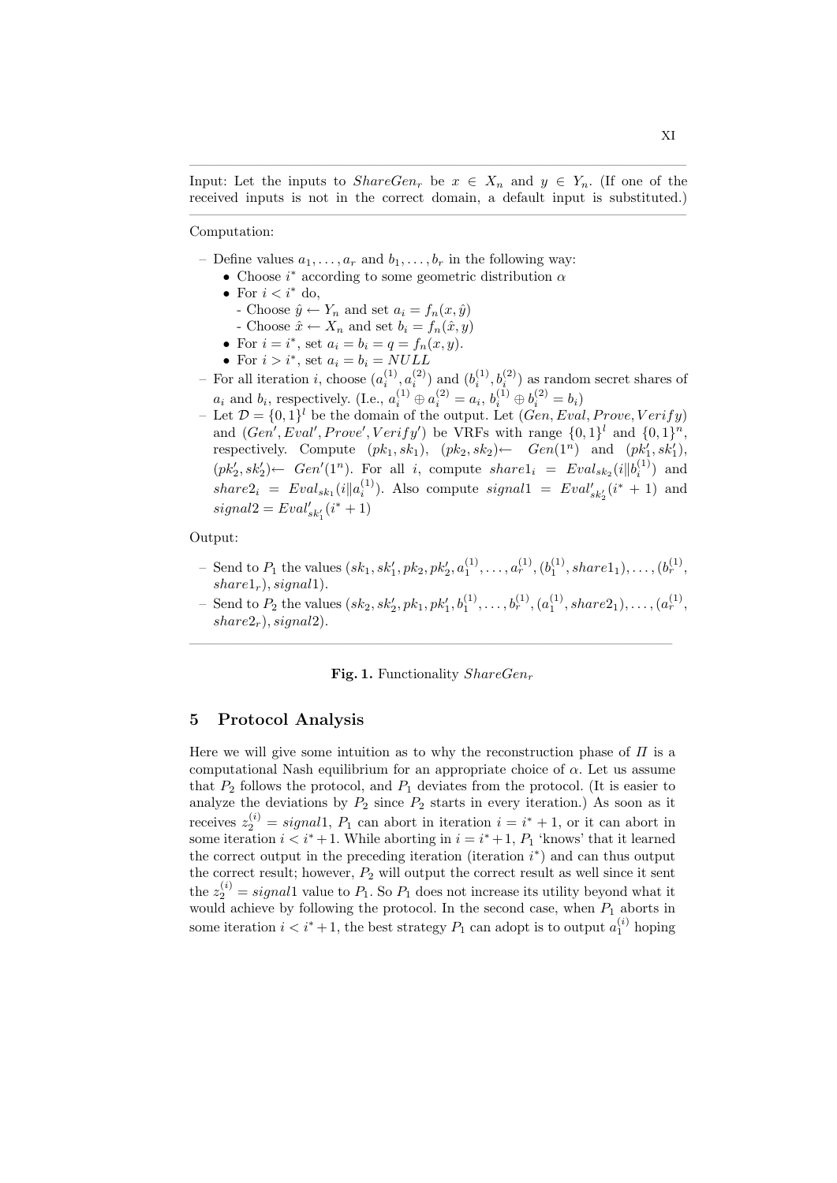Input: Let the inputs to $ShareGen_r$ be $x \in X_n$ and $y \in Y_n$. (If one of the received inputs is not in the correct domain, a default input is substituted.)

Computation:

- Define values $a_1, \ldots, a_r$ and $b_1, \ldots, b_r$ in the following way:
  - Choose $i^*$ according to some geometric distribution $\alpha$
  - For $i < i^*$ do,
    - Choose $\hat{y} \leftarrow Y_n$ and set $a_i = f_n(x, \hat{y})$
    - Choose $\hat{x} \leftarrow X_n$ and set $b_i = f_n(\hat{x}, y)$
  - For $i = i^*$, set $a_i = b_i = q = f_n(x, y)$.
  - For $i > i^*$, set $a_i = b_i = NULL$
- For all iteration $i$, choose $(a_i^{(1)}, a_i^{(2)})$ and $(b_i^{(1)}, b_i^{(2)})$ as random secret shares of $a_i$ and $b_i$, respectively. (I.e., $a_i^{(1)} \oplus a_i^{(2)} = a_i$, $b_i^{(1)} \oplus b_i^{(2)} = b_i$)
- Let $\mathcal{D} = \{0,1\}^l$ be the domain of the output. Let $(Gen, Eval, Prove, Verify)$ and $(Gen', Eval', Prove', Verify')$ be VRFs with range $\{0,1\}^l$ and $\{0,1\}^n$, respectively. Compute $(pk_1, sk_1)$, $(pk_2, sk_2) \leftarrow Gen(1^n)$ and $(pk_1', sk_1')$, $(pk_2', sk_2') \leftarrow Gen'(1^n)$. For all $i$, compute $share1_i = Eval_{sk_2}(i \| b_i^{(1)})$ and $share2_i = Eval_{sk_1}(i \| a_i^{(1)})$. Also compute $signal1 = Eval'_{sk_2'}(i^* + 1)$ and $signal2 = Eval'_{sk_1'}(i^* + 1)$

Output:

- Send to $P_1$ the values $(sk_1, sk_1', pk_2, pk_2', a_1^{(1)}, \ldots, a_r^{(1)}, (b_1^{(1)}, share1_1), \ldots, (b_r^{(1)}, share1_r), signal1)$.
- Send to $P_2$ the values $(sk_2, sk_2', pk_1, pk_1', b_1^{(1)}, \ldots, b_r^{(1)}, (a_1^{(1)}, share2_1), \ldots, (a_r^{(1)}, share2_r), signal2)$.

**Fig. 1.** Functionality $ShareGen_r$

## 5 Protocol Analysis

Here we will give some intuition as to why the reconstruction phase of $\Pi$ is a computational Nash equilibrium for an appropriate choice of $\alpha$. Let us assume that $P_2$ follows the protocol, and $P_1$ deviates from the protocol. (It is easier to analyze the deviations by $P_2$ since $P_2$ starts in every iteration.) As soon as it receives $z_2^{(i)} = signal1$, $P_1$ can abort in iteration $i = i^* + 1$, or it can abort in some iteration $i < i^* + 1$. While aborting in $i = i^* + 1$, $P_1$ 'knows' that it learned the correct output in the preceding iteration (iteration $i^*$) and can thus output the correct result; however, $P_2$ will output the correct result as well since it sent the $z_2^{(i)} = signal1$ value to $P_1$. So $P_1$ does not increase its utility beyond what it would achieve by following the protocol. In the second case, when $P_1$ aborts in some iteration $i < i^* + 1$, the best strategy $P_1$ can adopt is to output $a_1^{(i)}$ hoping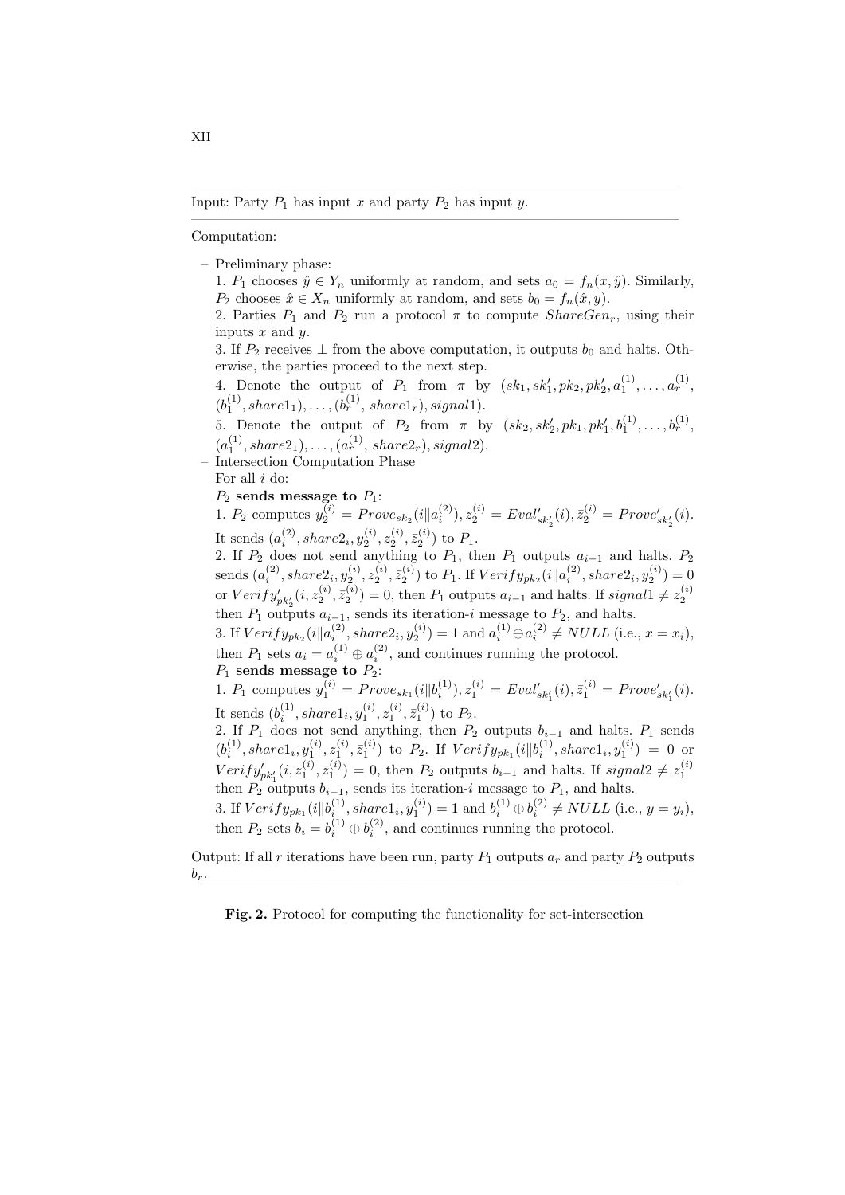Input: Party $P_1$ has input $x$ and party $P_2$ has input $y$.

Computation:

- Preliminary phase:
  1. $P_1$ chooses $\hat{y} \in Y_n$ uniformly at random, and sets $a_0 = f_n(x, \hat{y})$. Similarly, $P_2$ chooses $\hat{x} \in X_n$ uniformly at random, and sets $b_0 = f_n(\hat{x}, y)$.
  2. Parties $P_1$ and $P_2$ run a protocol $\pi$ to compute $ShareGen_r$, using their inputs $x$ and $y$.
  3. If $P_2$ receives $\perp$ from the above computation, it outputs $b_0$ and halts. Otherwise, the parties proceed to the next step.
  4. Denote the output of $P_1$ from $\pi$ by $(sk_1, sk_1', pk_2, pk_2', a_1^{(1)}, \ldots, a_r^{(1)}, (b_1^{(1)}, share1_1), \ldots, (b_r^{(1)}, share1_r), signal1)$.
  5. Denote the output of $P_2$ from $\pi$ by $(sk_2, sk_2', pk_1, pk_1', b_1^{(1)}, \ldots, b_r^{(1)}, (a_1^{(1)}, share2_1), \ldots, (a_r^{(1)}, share2_r), signal2)$.
- Intersection Computation Phase

  For all $i$ do:

  **$P_2$ sends message to $P_1$:**

  1. $P_2$ computes $y_2^{(i)} = Prove_{sk_2}(i \| a_i^{(2)}), z_2^{(i)} = Eval'_{sk_2'}(i), \bar{z}_2^{(i)} = Prove'_{sk_2'}(i)$. It sends $(a_i^{(2)}, share2_i, y_2^{(i)}, z_2^{(i)}, \bar{z}_2^{(i)})$ to $P_1$.
  2. If $P_2$ does not send anything to $P_1$, then $P_1$ outputs $a_{i-1}$ and halts. $P_2$ sends $(a_i^{(2)}, share2_i, y_2^{(i)}, z_2^{(i)}, \bar{z}_2^{(i)})$ to $P_1$. If $Verify_{pk_2}(i \| a_i^{(2)}, share2_i, y_2^{(i)}) = 0$ or $Verify'_{pk_2'}(i, z_2^{(i)}, \bar{z}_2^{(i)}) = 0$, then $P_1$ outputs $a_{i-1}$ and halts. If $signal1 \neq z_2^{(i)}$ then $P_1$ outputs $a_{i-1}$, sends its iteration-$i$ message to $P_2$, and halts.
  3. If $Verify_{pk_2}(i \| a_i^{(2)}, share2_i, y_2^{(i)}) = 1$ and $a_i^{(1)} \oplus a_i^{(2)} \neq NULL$ (i.e., $x = x_i$), then $P_1$ sets $a_i = a_i^{(1)} \oplus a_i^{(2)}$, and continues running the protocol.

  **$P_1$ sends message to $P_2$:**

  1. $P_1$ computes $y_1^{(i)} = Prove_{sk_1}(i \| b_i^{(1)}), z_1^{(i)} = Eval'_{sk_1'}(i), \bar{z}_1^{(i)} = Prove'_{sk_1'}(i)$. It sends $(b_i^{(1)}, share1_i, y_1^{(i)}, z_1^{(i)}, \bar{z}_1^{(i)})$ to $P_2$.
  2. If $P_1$ does not send anything, then $P_2$ outputs $b_{i-1}$ and halts. $P_1$ sends $(b_i^{(1)}, share1_i, y_1^{(i)}, z_1^{(i)}, \bar{z}_1^{(i)})$ to $P_2$. If $Verify_{pk_1}(i \| b_i^{(1)}, share1_i, y_1^{(i)}) = 0$ or $Verify'_{pk_1'}(i, z_1^{(i)}, \bar{z}_1^{(i)}) = 0$, then $P_2$ outputs $b_{i-1}$ and halts. If $signal2 \neq z_1^{(i)}$ then $P_2$ outputs $b_{i-1}$, sends its iteration-$i$ message to $P_1$, and halts.
  3. If $Verify_{pk_1}(i \| b_i^{(1)}, share1_i, y_1^{(i)}) = 1$ and $b_i^{(1)} \oplus b_i^{(2)} \neq NULL$ (i.e., $y = y_i$), then $P_2$ sets $b_i = b_i^{(1)} \oplus b_i^{(2)}$, and continues running the protocol.

Output: If all $r$ iterations have been run, party $P_1$ outputs $a_r$ and party $P_2$ outputs $b_r$.

**Fig. 2.** Protocol for computing the functionality for set-intersection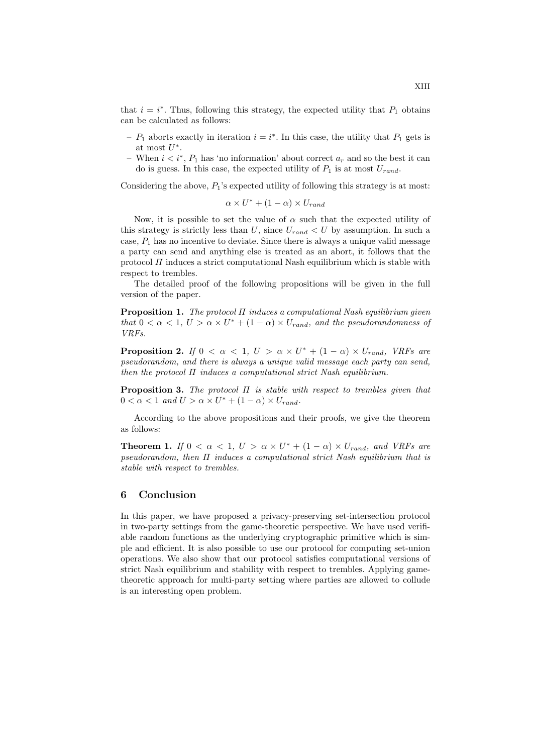that $i = i^*$. Thus, following this strategy, the expected utility that $P_1$ obtains can be calculated as follows:

- $P_1$ aborts exactly in iteration $i = i^*$. In this case, the utility that $P_1$ gets is at most $U^*$.
- When $i < i^*$, $P_1$ has 'no information' about correct $a_r$ and so the best it can do is guess. In this case, the expected utility of $P_1$ is at most $U_{rand}$.

Considering the above, $P_1$'s expected utility of following this strategy is at most:

$$\alpha \times U^* + (1 - \alpha) \times U_{rand}$$

Now, it is possible to set the value of $\alpha$ such that the expected utility of this strategy is strictly less than $U$, since $U_{rand} < U$ by assumption. In such a case, $P_1$ has no incentive to deviate. Since there is always a unique valid message a party can send and anything else is treated as an abort, it follows that the protocol $\Pi$ induces a strict computational Nash equilibrium which is stable with respect to trembles.

The detailed proof of the following propositions will be given in the full version of the paper.

**Proposition 1.** *The protocol $\Pi$ induces a computational Nash equilibrium given that $0 < \alpha < 1$, $U > \alpha \times U^* + (1 - \alpha) \times U_{rand}$, and the pseudorandomness of VRFs.*

**Proposition 2.** *If $0 < \alpha < 1$, $U > \alpha \times U^* + (1 - \alpha) \times U_{rand}$, VRFs are pseudorandom, and there is always a unique valid message each party can send, then the protocol $\Pi$ induces a computational strict Nash equilibrium.*

**Proposition 3.** *The protocol $\Pi$ is stable with respect to trembles given that $0 < \alpha < 1$ and $U > \alpha \times U^* + (1 - \alpha) \times U_{rand}$.*

According to the above propositions and their proofs, we give the theorem as follows:

**Theorem 1.** *If $0 < \alpha < 1$, $U > \alpha \times U^* + (1 - \alpha) \times U_{rand}$, and VRFs are pseudorandom, then $\Pi$ induces a computational strict Nash equilibrium that is stable with respect to trembles.*

## 6 Conclusion

In this paper, we have proposed a privacy-preserving set-intersection protocol in two-party settings from the game-theoretic perspective. We have used verifiable random functions as the underlying cryptographic primitive which is simple and efficient. It is also possible to use our protocol for computing set-union operations. We also show that our protocol satisfies computational versions of strict Nash equilibrium and stability with respect to trembles. Applying game-theoretic approach for multi-party setting where parties are allowed to collude is an interesting open problem.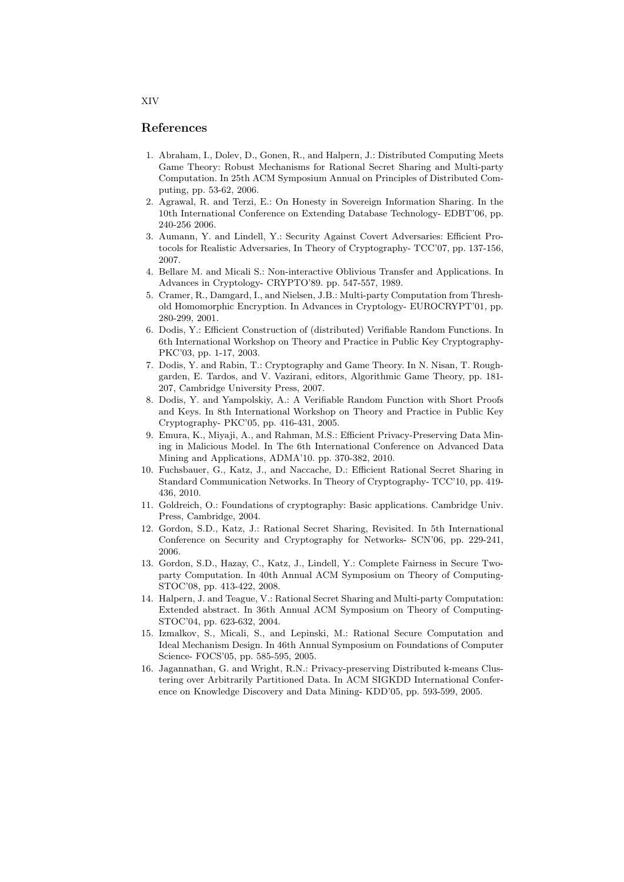## References

1. Abraham, I., Dolev, D., Gonen, R., and Halpern, J.: Distributed Computing Meets Game Theory: Robust Mechanisms for Rational Secret Sharing and Multi-party Computation. In 25th ACM Symposium Annual on Principles of Distributed Computing, pp. 53-62, 2006.
2. Agrawal, R. and Terzi, E.: On Honesty in Sovereign Information Sharing. In the 10th International Conference on Extending Database Technology- EDBT'06, pp. 240-256 2006.
3. Aumann, Y. and Lindell, Y.: Security Against Covert Adversaries: Efficient Protocols for Realistic Adversaries, In Theory of Cryptography- TCC'07, pp. 137-156, 2007.
4. Bellare M. and Micali S.: Non-interactive Oblivious Transfer and Applications. In Advances in Cryptology- CRYPTO'89. pp. 547-557, 1989.
5. Cramer, R., Damgard, I., and Nielsen, J.B.: Multi-party Computation from Threshold Homomorphic Encryption. In Advances in Cryptology- EUROCRYPT'01, pp. 280-299, 2001.
6. Dodis, Y.: Efficient Construction of (distributed) Verifiable Random Functions. In 6th International Workshop on Theory and Practice in Public Key Cryptography- PKC'03, pp. 1-17, 2003.
7. Dodis, Y. and Rabin, T.: Cryptography and Game Theory. In N. Nisan, T. Roughgarden, E. Tardos, and V. Vazirani, editors, Algorithmic Game Theory, pp. 181-207, Cambridge University Press, 2007.
8. Dodis, Y. and Yampolskiy, A.: A Verifiable Random Function with Short Proofs and Keys. In 8th International Workshop on Theory and Practice in Public Key Cryptography- PKC'05, pp. 416-431, 2005.
9. Emura, K., Miyaji, A., and Rahman, M.S.: Efficient Privacy-Preserving Data Mining in Malicious Model. In The 6th International Conference on Advanced Data Mining and Applications, ADMA'10. pp. 370-382, 2010.
10. Fuchsbauer, G., Katz, J., and Naccache, D.: Efficient Rational Secret Sharing in Standard Communication Networks. In Theory of Cryptography- TCC'10, pp. 419-436, 2010.
11. Goldreich, O.: Foundations of cryptography: Basic applications. Cambridge Univ. Press, Cambridge, 2004.
12. Gordon, S.D., Katz, J.: Rational Secret Sharing, Revisited. In 5th International Conference on Security and Cryptography for Networks- SCN'06, pp. 229-241, 2006.
13. Gordon, S.D., Hazay, C., Katz, J., Lindell, Y.: Complete Fairness in Secure Two-party Computation. In 40th Annual ACM Symposium on Theory of Computing- STOC'08, pp. 413-422, 2008.
14. Halpern, J. and Teague, V.: Rational Secret Sharing and Multi-party Computation: Extended abstract. In 36th Annual ACM Symposium on Theory of Computing- STOC'04, pp. 623-632, 2004.
15. Izmalkov, S., Micali, S., and Lepinski, M.: Rational Secure Computation and Ideal Mechanism Design. In 46th Annual Symposium on Foundations of Computer Science- FOCS'05, pp. 585-595, 2005.
16. Jagannathan, G. and Wright, R.N.: Privacy-preserving Distributed k-means Clustering over Arbitrarily Partitioned Data. In ACM SIGKDD International Conference on Knowledge Discovery and Data Mining- KDD'05, pp. 593-599, 2005.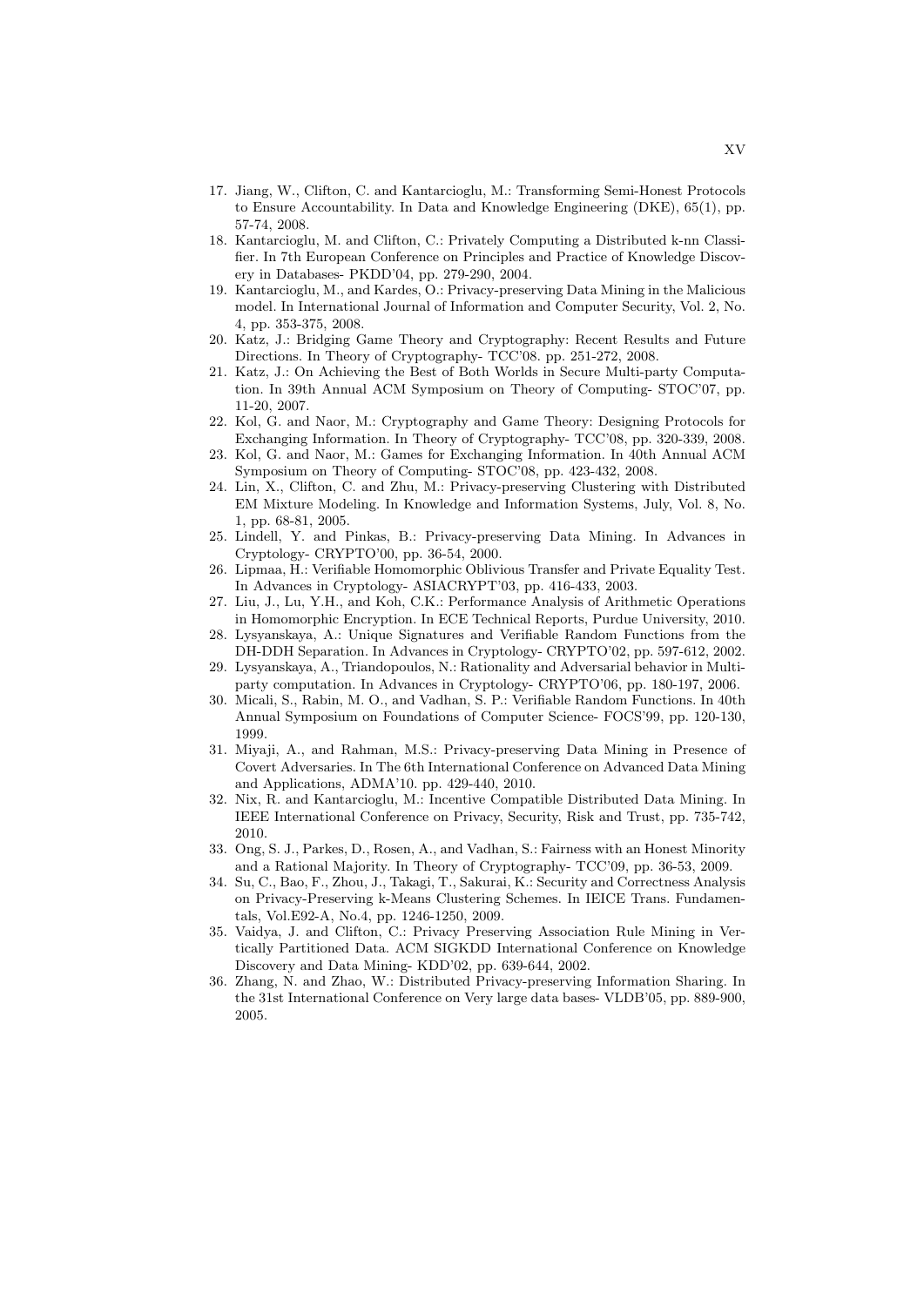17. Jiang, W., Clifton, C. and Kantarcioglu, M.: Transforming Semi-Honest Protocols to Ensure Accountability. In Data and Knowledge Engineering (DKE), 65(1), pp. 57-74, 2008.
18. Kantarcioglu, M. and Clifton, C.: Privately Computing a Distributed k-nn Classifier. In 7th European Conference on Principles and Practice of Knowledge Discovery in Databases- PKDD'04, pp. 279-290, 2004.
19. Kantarcioglu, M., and Kardes, O.: Privacy-preserving Data Mining in the Malicious model. In International Journal of Information and Computer Security, Vol. 2, No. 4, pp. 353-375, 2008.
20. Katz, J.: Bridging Game Theory and Cryptography: Recent Results and Future Directions. In Theory of Cryptography- TCC'08. pp. 251-272, 2008.
21. Katz, J.: On Achieving the Best of Both Worlds in Secure Multi-party Computation. In 39th Annual ACM Symposium on Theory of Computing- STOC'07, pp. 11-20, 2007.
22. Kol, G. and Naor, M.: Cryptography and Game Theory: Designing Protocols for Exchanging Information. In Theory of Cryptography- TCC'08, pp. 320-339, 2008.
23. Kol, G. and Naor, M.: Games for Exchanging Information. In 40th Annual ACM Symposium on Theory of Computing- STOC'08, pp. 423-432, 2008.
24. Lin, X., Clifton, C. and Zhu, M.: Privacy-preserving Clustering with Distributed EM Mixture Modeling. In Knowledge and Information Systems, July, Vol. 8, No. 1, pp. 68-81, 2005.
25. Lindell, Y. and Pinkas, B.: Privacy-preserving Data Mining. In Advances in Cryptology- CRYPTO'00, pp. 36-54, 2000.
26. Lipmaa, H.: Verifiable Homomorphic Oblivious Transfer and Private Equality Test. In Advances in Cryptology- ASIACRYPT'03, pp. 416-433, 2003.
27. Liu, J., Lu, Y.H., and Koh, C.K.: Performance Analysis of Arithmetic Operations in Homomorphic Encryption. In ECE Technical Reports, Purdue University, 2010.
28. Lysyanskaya, A.: Unique Signatures and Verifiable Random Functions from the DH-DDH Separation. In Advances in Cryptology- CRYPTO'02, pp. 597-612, 2002.
29. Lysyanskaya, A., Triandopoulos, N.: Rationality and Adversarial behavior in Multi-party computation. In Advances in Cryptology- CRYPTO'06, pp. 180-197, 2006.
30. Micali, S., Rabin, M. O., and Vadhan, S. P.: Verifiable Random Functions. In 40th Annual Symposium on Foundations of Computer Science- FOCS'99, pp. 120-130, 1999.
31. Miyaji, A., and Rahman, M.S.: Privacy-preserving Data Mining in Presence of Covert Adversaries. In The 6th International Conference on Advanced Data Mining and Applications, ADMA'10. pp. 429-440, 2010.
32. Nix, R. and Kantarcioglu, M.: Incentive Compatible Distributed Data Mining. In IEEE International Conference on Privacy, Security, Risk and Trust, pp. 735-742, 2010.
33. Ong, S. J., Parkes, D., Rosen, A., and Vadhan, S.: Fairness with an Honest Minority and a Rational Majority. In Theory of Cryptography- TCC'09, pp. 36-53, 2009.
34. Su, C., Bao, F., Zhou, J., Takagi, T., Sakurai, K.: Security and Correctness Analysis on Privacy-Preserving k-Means Clustering Schemes. In IEICE Trans. Fundamentals, Vol.E92-A, No.4, pp. 1246-1250, 2009.
35. Vaidya, J. and Clifton, C.: Privacy Preserving Association Rule Mining in Vertically Partitioned Data. ACM SIGKDD International Conference on Knowledge Discovery and Data Mining- KDD'02, pp. 639-644, 2002.
36. Zhang, N. and Zhao, W.: Distributed Privacy-preserving Information Sharing. In the 31st International Conference on Very large data bases- VLDB'05, pp. 889-900, 2005.